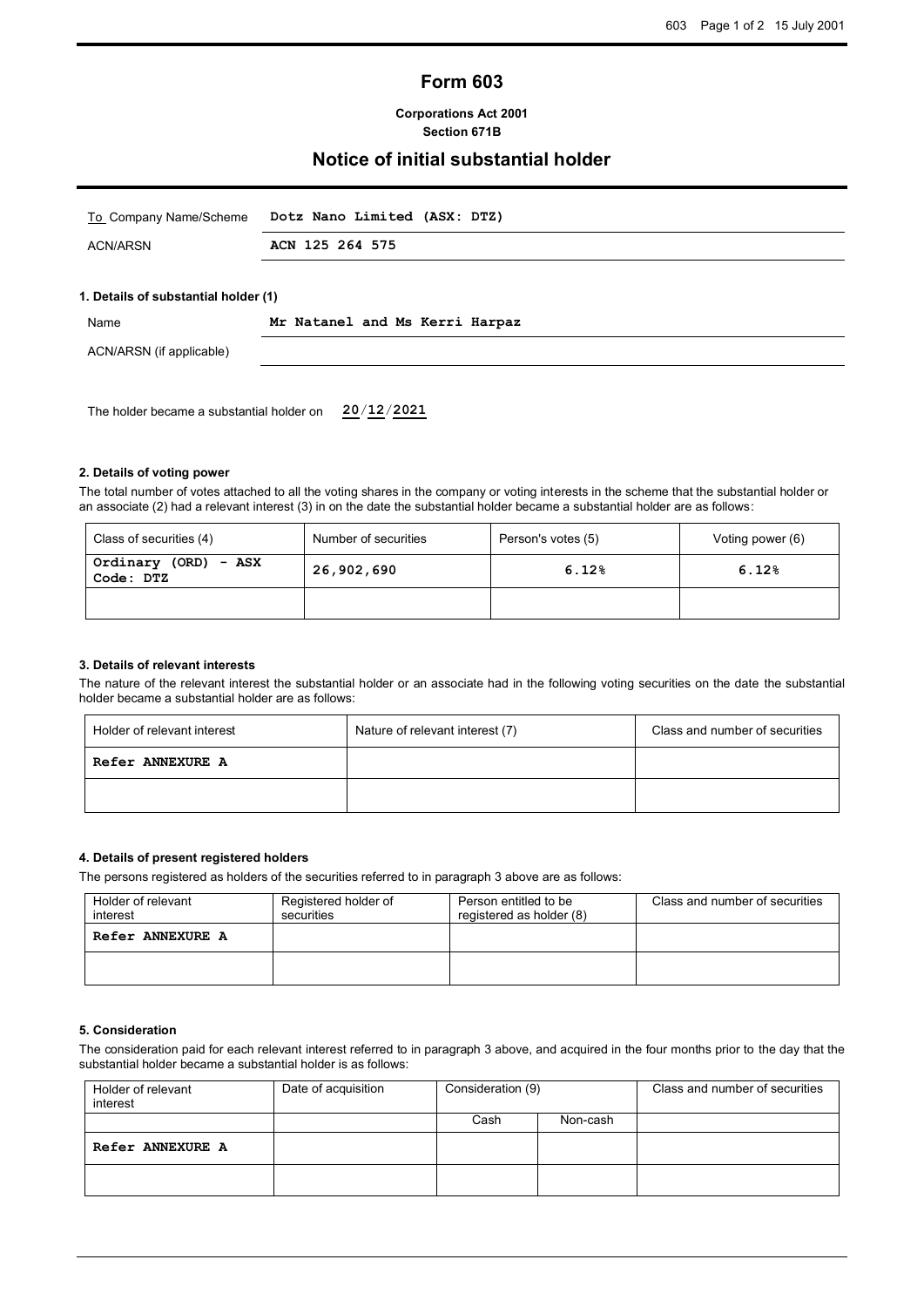# Form 603

**Corporations Act 2001**
**Section 671B**

## Notice of initial substantial holder

| To Company Name/Scheme | **Dotz Nano Limited (ASX: DTZ)** |
|---|---|
| ACN/ARSN | **ACN 125 264 575** |

### 1. Details of substantial holder (1)

| Name | **Mr Natanel and Ms Kerri Harpaz** |
|---|---|
| ACN/ARSN (if applicable) | |

The holder became a substantial holder on **20/12/2021**

### 2. Details of voting power

The total number of votes attached to all the voting shares in the company or voting interests in the scheme that the substantial holder or an associate (2) had a relevant interest (3) in on the date the substantial holder became a substantial holder are as follows:

| Class of securities (4) | Number of securities | Person's votes (5) | Voting power (6) |
|---|---|---|---|
| **Ordinary (ORD) - ASX Code: DTZ** | **26,902,690** | **6.12%** | **6.12%** |
| | | | |

### 3. Details of relevant interests

The nature of the relevant interest the substantial holder or an associate had in the following voting securities on the date the substantial holder became a substantial holder are as follows:

| Holder of relevant interest | Nature of relevant interest (7) | Class and number of securities |
|---|---|---|
| **Refer ANNEXURE A** | | |
| | | |

### 4. Details of present registered holders

The persons registered as holders of the securities referred to in paragraph 3 above are as follows:

| Holder of relevant interest | Registered holder of securities | Person entitled to be registered as holder (8) | Class and number of securities |
|---|---|---|---|
| **Refer ANNEXURE A** | | | |
| | | | |

### 5. Consideration

The consideration paid for each relevant interest referred to in paragraph 3 above, and acquired in the four months prior to the day that the substantial holder became a substantial holder is as follows:

| Holder of relevant interest | Date of acquisition | Consideration (9) | | Class and number of securities |
|---|---|---|---|---|
| | | Cash | Non-cash | |
| **Refer ANNEXURE A** | | | | |
| | | | | |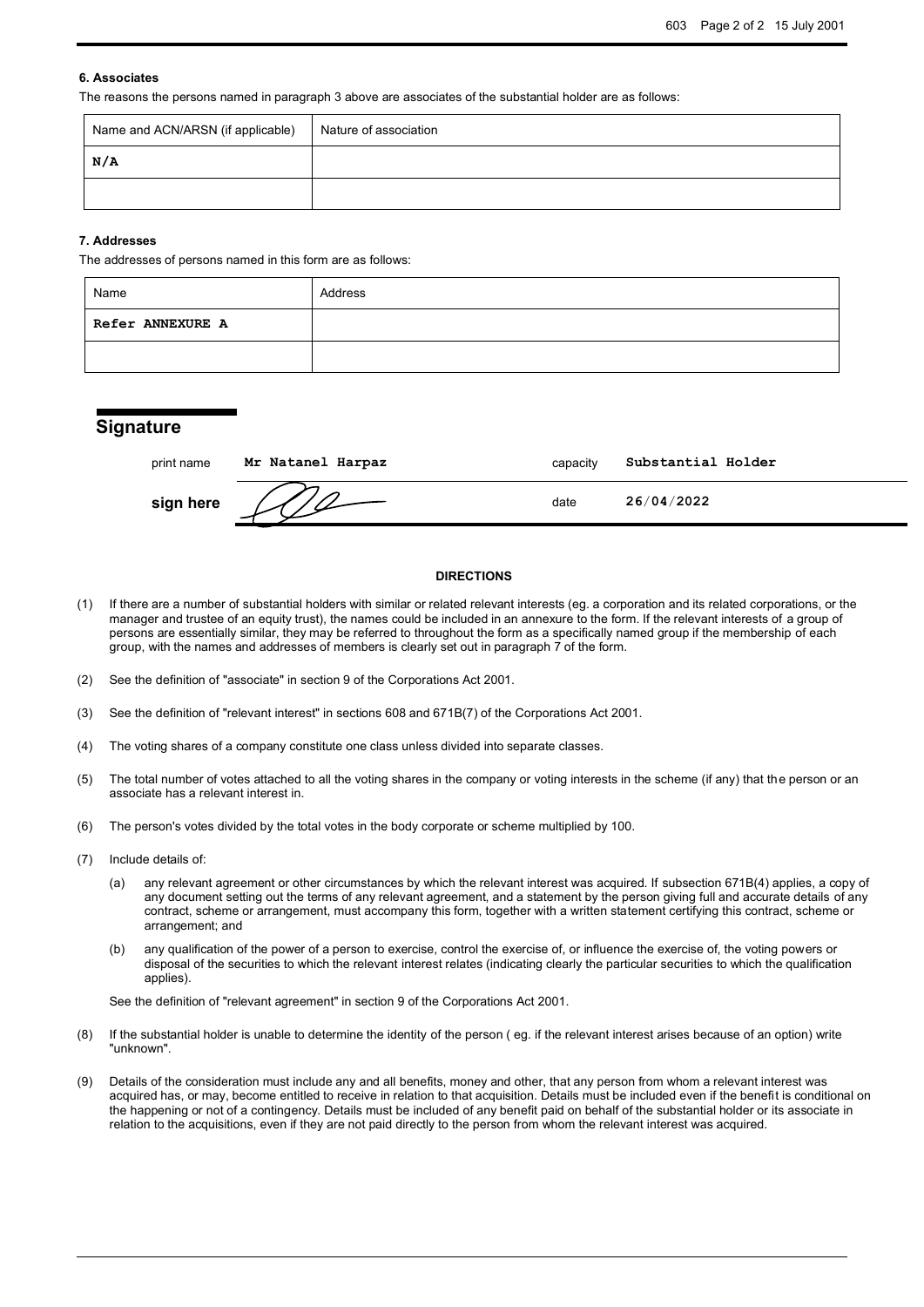### 6. Associates

The reasons the persons named in paragraph 3 above are associates of the substantial holder are as follows:

| Name and ACN/ARSN (if applicable) | Nature of association |
|---|---|
| **N/A** | |
| | |

### 7. Addresses

The addresses of persons named in this form are as follows:

| Name | Address |
|---|---|
| **Refer ANNEXURE A** | |
| | |

## Signature

| print name | **Mr Natanel Harpaz** | capacity | **Substantial Holder** |
|---|---|---|---|
| **sign here** | | date | **26/04/2022** |

### DIRECTIONS

(1) If there are a number of substantial holders with similar or related relevant interests (eg. a corporation and its related corporations, or the manager and trustee of an equity trust), the names could be included in an annexure to the form. If the relevant interests of a group of persons are essentially similar, they may be referred to throughout the form as a specifically named group if the membership of each group, with the names and addresses of members is clearly set out in paragraph 7 of the form.

(2) See the definition of "associate" in section 9 of the Corporations Act 2001.

(3) See the definition of "relevant interest" in sections 608 and 671B(7) of the Corporations Act 2001.

(4) The voting shares of a company constitute one class unless divided into separate classes.

(5) The total number of votes attached to all the voting shares in the company or voting interests in the scheme (if any) that the person or an associate has a relevant interest in.

(6) The person's votes divided by the total votes in the body corporate or scheme multiplied by 100.

(7) Include details of:

(a) any relevant agreement or other circumstances by which the relevant interest was acquired. If subsection 671B(4) applies, a copy of any document setting out the terms of any relevant agreement, and a statement by the person giving full and accurate details of any contract, scheme or arrangement, must accompany this form, together with a written statement certifying this contract, scheme or arrangement; and

(b) any qualification of the power of a person to exercise, control the exercise of, or influence the exercise of, the voting powers or disposal of the securities to which the relevant interest relates (indicating clearly the particular securities to which the qualification applies).

See the definition of "relevant agreement" in section 9 of the Corporations Act 2001.

(8) If the substantial holder is unable to determine the identity of the person ( eg. if the relevant interest arises because of an option) write "unknown".

(9) Details of the consideration must include any and all benefits, money and other, that any person from whom a relevant interest was acquired has, or may, become entitled to receive in relation to that acquisition. Details must be included even if the benefit is conditional on the happening or not of a contingency. Details must be included of any benefit paid on behalf of the substantial holder or its associate in relation to the acquisitions, even if they are not paid directly to the person from whom the relevant interest was acquired.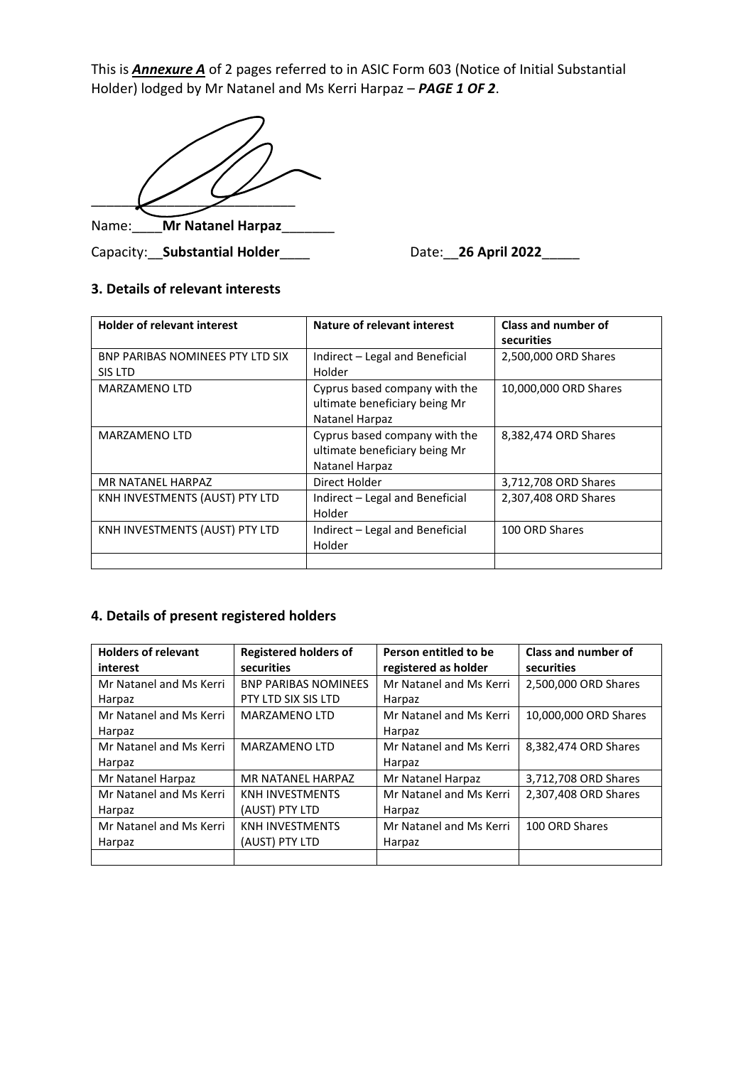This is ***Annexure A*** of 2 pages referred to in ASIC Form 603 (Notice of Initial Substantial Holder) lodged by Mr Natanel and Ms Kerri Harpaz – ***PAGE 1 OF 2***.

_____________________________

Name:____**Mr Natanel Harpaz**_______

Capacity:__**Substantial Holder**____ Date:__**26 April 2022**_____

### 3. Details of relevant interests

| Holder of relevant interest | Nature of relevant interest | Class and number of securities |
|---|---|---|
| BNP PARIBAS NOMINEES PTY LTD SIX SIS LTD | Indirect – Legal and Beneficial Holder | 2,500,000 ORD Shares |
| MARZAMENO LTD | Cyprus based company with the ultimate beneficiary being Mr Natanel Harpaz | 10,000,000 ORD Shares |
| MARZAMENO LTD | Cyprus based company with the ultimate beneficiary being Mr Natanel Harpaz | 8,382,474 ORD Shares |
| MR NATANEL HARPAZ | Direct Holder | 3,712,708 ORD Shares |
| KNH INVESTMENTS (AUST) PTY LTD | Indirect – Legal and Beneficial Holder | 2,307,408 ORD Shares |
| KNH INVESTMENTS (AUST) PTY LTD | Indirect – Legal and Beneficial Holder | 100 ORD Shares |
| | | |

### 4. Details of present registered holders

| Holders of relevant interest | Registered holders of securities | Person entitled to be registered as holder | Class and number of securities |
|---|---|---|---|
| Mr Natanel and Ms Kerri Harpaz | BNP PARIBAS NOMINEES PTY LTD SIX SIS LTD | Mr Natanel and Ms Kerri Harpaz | 2,500,000 ORD Shares |
| Mr Natanel and Ms Kerri Harpaz | MARZAMENO LTD | Mr Natanel and Ms Kerri Harpaz | 10,000,000 ORD Shares |
| Mr Natanel and Ms Kerri Harpaz | MARZAMENO LTD | Mr Natanel and Ms Kerri Harpaz | 8,382,474 ORD Shares |
| Mr Natanel Harpaz | MR NATANEL HARPAZ | Mr Natanel Harpaz | 3,712,708 ORD Shares |
| Mr Natanel and Ms Kerri Harpaz | KNH INVESTMENTS (AUST) PTY LTD | Mr Natanel and Ms Kerri Harpaz | 2,307,408 ORD Shares |
| Mr Natanel and Ms Kerri Harpaz | KNH INVESTMENTS (AUST) PTY LTD | Mr Natanel and Ms Kerri Harpaz | 100 ORD Shares |
| | | | |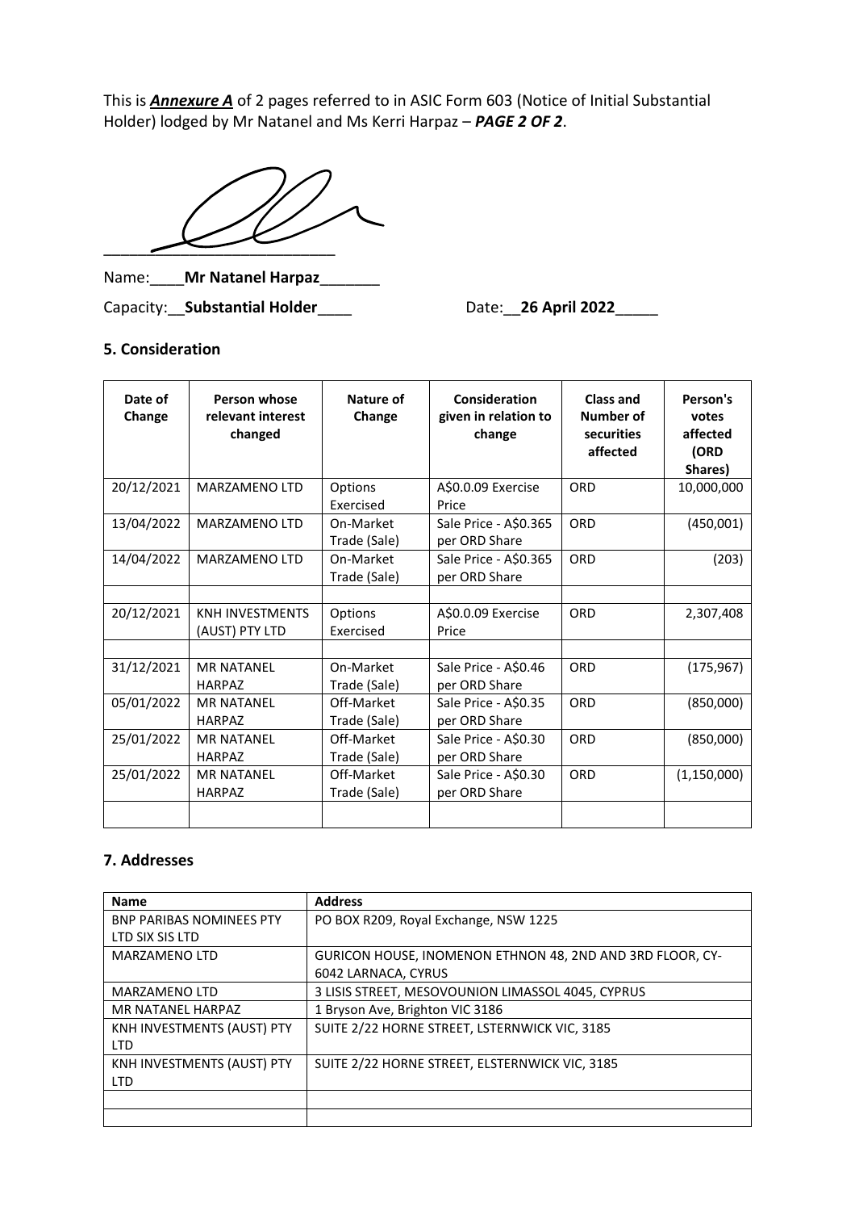This is ***Annexure A*** of 2 pages referred to in ASIC Form 603 (Notice of Initial Substantial Holder) lodged by Mr Natanel and Ms Kerri Harpaz – ***PAGE 2 OF 2***.

Name:\_\_\_\_**Mr Natanel Harpaz**\_\_\_\_\_\_\_

Capacity:\_\_**Substantial Holder**\_\_\_\_ Date:\_\_**26 April 2022**\_\_\_\_\_

## 5. Consideration

| Date of Change | Person whose relevant interest changed | Nature of Change | Consideration given in relation to change | Class and Number of securities affected | Person's votes affected (ORD Shares) |
|---|---|---|---|---|---|
| 20/12/2021 | MARZAMENO LTD | Options Exercised | A$0.0.09 Exercise Price | ORD | 10,000,000 |
| 13/04/2022 | MARZAMENO LTD | On-Market Trade (Sale) | Sale Price - A$0.365 per ORD Share | ORD | (450,001) |
| 14/04/2022 | MARZAMENO LTD | On-Market Trade (Sale) | Sale Price - A$0.365 per ORD Share | ORD | (203) |
| | | | | | |
| 20/12/2021 | KNH INVESTMENTS (AUST) PTY LTD | Options Exercised | A$0.0.09 Exercise Price | ORD | 2,307,408 |
| | | | | | |
| 31/12/2021 | MR NATANEL HARPAZ | On-Market Trade (Sale) | Sale Price - A$0.46 per ORD Share | ORD | (175,967) |
| 05/01/2022 | MR NATANEL HARPAZ | Off-Market Trade (Sale) | Sale Price - A$0.35 per ORD Share | ORD | (850,000) |
| 25/01/2022 | MR NATANEL HARPAZ | Off-Market Trade (Sale) | Sale Price - A$0.30 per ORD Share | ORD | (850,000) |
| 25/01/2022 | MR NATANEL HARPAZ | Off-Market Trade (Sale) | Sale Price - A$0.30 per ORD Share | ORD | (1,150,000) |
| | | | | | |

## 7. Addresses

| Name | Address |
|---|---|
| BNP PARIBAS NOMINEES PTY LTD SIX SIS LTD | PO BOX R209, Royal Exchange, NSW 1225 |
| MARZAMENO LTD | GURICON HOUSE, INOMENON ETHNON 48, 2ND AND 3RD FLOOR, CY-6042 LARNACA, CYRUS |
| MARZAMENO LTD | 3 LISIS STREET, MESOVOUNION LIMASSOL 4045, CYPRUS |
| MR NATANEL HARPAZ | 1 Bryson Ave, Brighton VIC 3186 |
| KNH INVESTMENTS (AUST) PTY LTD | SUITE 2/22 HORNE STREET, LSTERNWICK VIC, 3185 |
| KNH INVESTMENTS (AUST) PTY LTD | SUITE 2/22 HORNE STREET, ELSTERNWICK VIC, 3185 |
| | |
| | |